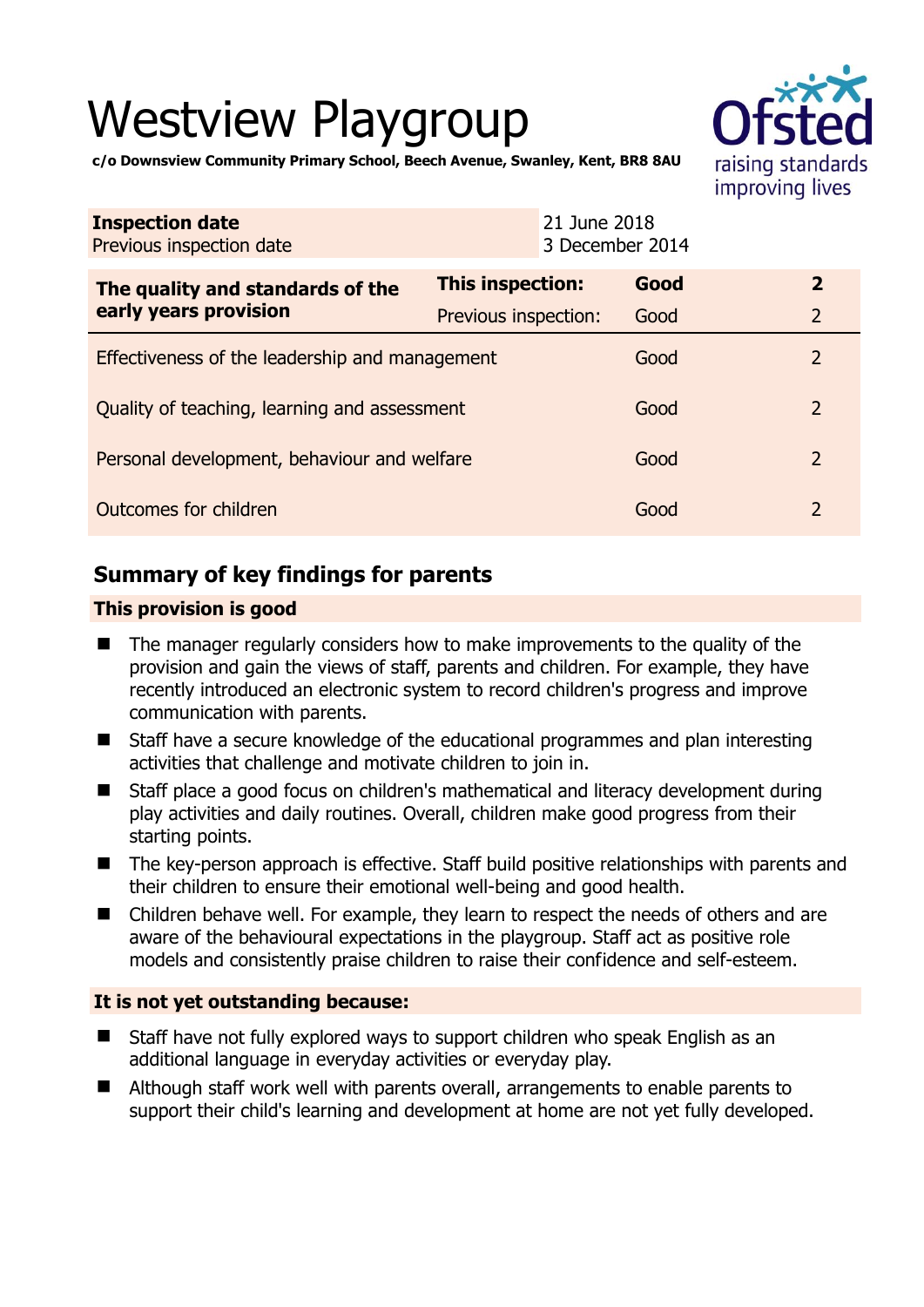# Westview Playgroup

**c/o Downsview Community Primary School, Beech Avenue, Swanley, Kent, BR8 8AU**

| | |
|---|---|
| **Inspection date** | 21 June 2018 |
| Previous inspection date | 3 December 2014 |

| | | | |
|---|---|---|---|
| **The quality and standards of the early years provision** | **This inspection:** | **Good** | **2** |
| | Previous inspection: | Good | 2 |
| Effectiveness of the leadership and management | | Good | 2 |
| Quality of teaching, learning and assessment | | Good | 2 |
| Personal development, behaviour and welfare | | Good | 2 |
| Outcomes for children | | Good | 2 |

## Summary of key findings for parents

### This provision is good

- The manager regularly considers how to make improvements to the quality of the provision and gain the views of staff, parents and children. For example, they have recently introduced an electronic system to record children's progress and improve communication with parents.
- Staff have a secure knowledge of the educational programmes and plan interesting activities that challenge and motivate children to join in.
- Staff place a good focus on children's mathematical and literacy development during play activities and daily routines. Overall, children make good progress from their starting points.
- The key-person approach is effective. Staff build positive relationships with parents and their children to ensure their emotional well-being and good health.
- Children behave well. For example, they learn to respect the needs of others and are aware of the behavioural expectations in the playgroup. Staff act as positive role models and consistently praise children to raise their confidence and self-esteem.

### It is not yet outstanding because:

- Staff have not fully explored ways to support children who speak English as an additional language in everyday activities or everyday play.
- Although staff work well with parents overall, arrangements to enable parents to support their child's learning and development at home are not yet fully developed.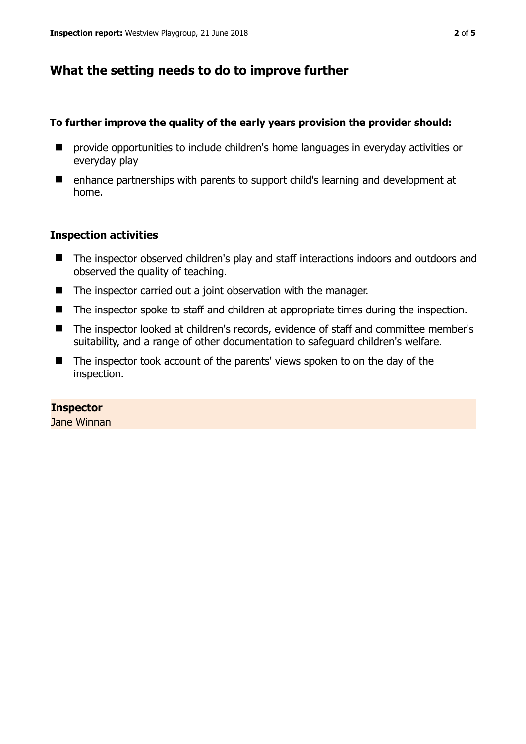## What the setting needs to do to improve further

**To further improve the quality of the early years provision the provider should:**

- provide opportunities to include children's home languages in everyday activities or everyday play
- enhance partnerships with parents to support child's learning and development at home.

### Inspection activities

- The inspector observed children's play and staff interactions indoors and outdoors and observed the quality of teaching.
- The inspector carried out a joint observation with the manager.
- The inspector spoke to staff and children at appropriate times during the inspection.
- The inspector looked at children's records, evidence of staff and committee member's suitability, and a range of other documentation to safeguard children's welfare.
- The inspector took account of the parents' views spoken to on the day of the inspection.

**Inspector**
Jane Winnan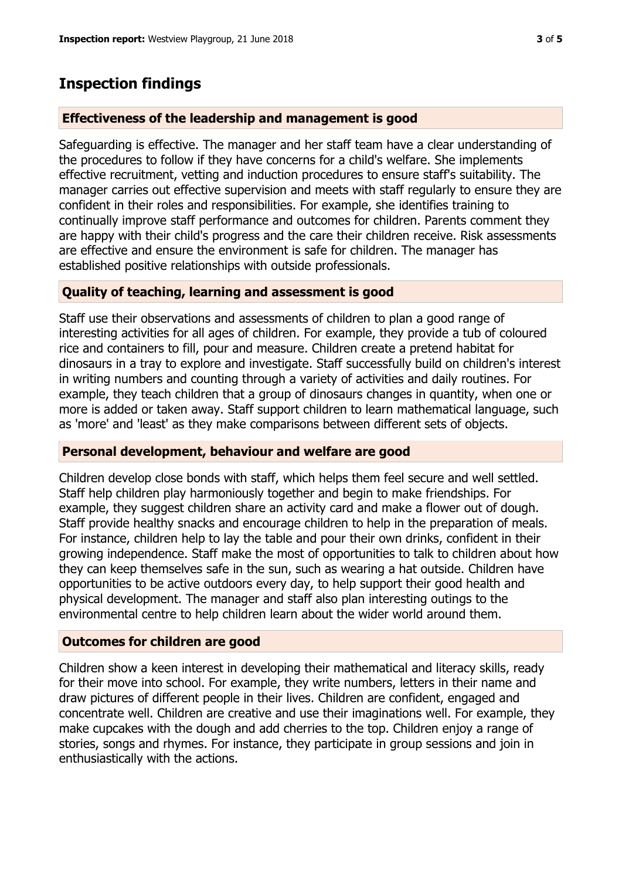## Inspection findings

### Effectiveness of the leadership and management is good

Safeguarding is effective. The manager and her staff team have a clear understanding of the procedures to follow if they have concerns for a child's welfare. She implements effective recruitment, vetting and induction procedures to ensure staff's suitability. The manager carries out effective supervision and meets with staff regularly to ensure they are confident in their roles and responsibilities. For example, she identifies training to continually improve staff performance and outcomes for children. Parents comment they are happy with their child's progress and the care their children receive. Risk assessments are effective and ensure the environment is safe for children. The manager has established positive relationships with outside professionals.

### Quality of teaching, learning and assessment is good

Staff use their observations and assessments of children to plan a good range of interesting activities for all ages of children. For example, they provide a tub of coloured rice and containers to fill, pour and measure. Children create a pretend habitat for dinosaurs in a tray to explore and investigate. Staff successfully build on children's interest in writing numbers and counting through a variety of activities and daily routines. For example, they teach children that a group of dinosaurs changes in quantity, when one or more is added or taken away. Staff support children to learn mathematical language, such as 'more' and 'least' as they make comparisons between different sets of objects.

### Personal development, behaviour and welfare are good

Children develop close bonds with staff, which helps them feel secure and well settled. Staff help children play harmoniously together and begin to make friendships. For example, they suggest children share an activity card and make a flower out of dough. Staff provide healthy snacks and encourage children to help in the preparation of meals. For instance, children help to lay the table and pour their own drinks, confident in their growing independence. Staff make the most of opportunities to talk to children about how they can keep themselves safe in the sun, such as wearing a hat outside. Children have opportunities to be active outdoors every day, to help support their good health and physical development. The manager and staff also plan interesting outings to the environmental centre to help children learn about the wider world around them.

### Outcomes for children are good

Children show a keen interest in developing their mathematical and literacy skills, ready for their move into school. For example, they write numbers, letters in their name and draw pictures of different people in their lives. Children are confident, engaged and concentrate well. Children are creative and use their imaginations well. For example, they make cupcakes with the dough and add cherries to the top. Children enjoy a range of stories, songs and rhymes. For instance, they participate in group sessions and join in enthusiastically with the actions.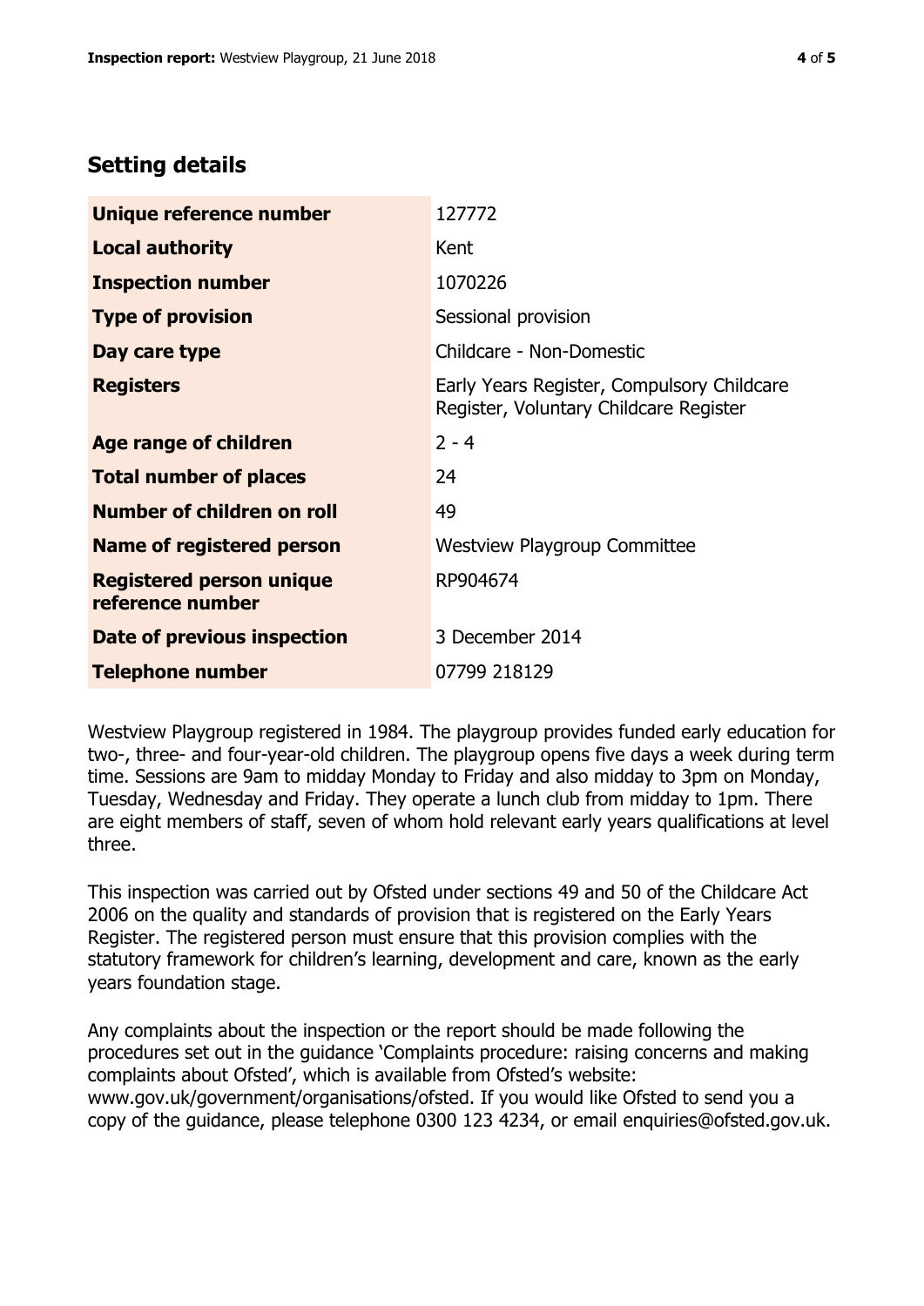## Setting details

| | |
|---|---|
| **Unique reference number** | 127772 |
| **Local authority** | Kent |
| **Inspection number** | 1070226 |
| **Type of provision** | Sessional provision |
| **Day care type** | Childcare - Non-Domestic |
| **Registers** | Early Years Register, Compulsory Childcare Register, Voluntary Childcare Register |
| **Age range of children** | 2 - 4 |
| **Total number of places** | 24 |
| **Number of children on roll** | 49 |
| **Name of registered person** | Westview Playgroup Committee |
| **Registered person unique reference number** | RP904674 |
| **Date of previous inspection** | 3 December 2014 |
| **Telephone number** | 07799 218129 |

Westview Playgroup registered in 1984. The playgroup provides funded early education for two-, three- and four-year-old children. The playgroup opens five days a week during term time. Sessions are 9am to midday Monday to Friday and also midday to 3pm on Monday, Tuesday, Wednesday and Friday. They operate a lunch club from midday to 1pm. There are eight members of staff, seven of whom hold relevant early years qualifications at level three.

This inspection was carried out by Ofsted under sections 49 and 50 of the Childcare Act 2006 on the quality and standards of provision that is registered on the Early Years Register. The registered person must ensure that this provision complies with the statutory framework for children's learning, development and care, known as the early years foundation stage.

Any complaints about the inspection or the report should be made following the procedures set out in the guidance 'Complaints procedure: raising concerns and making complaints about Ofsted', which is available from Ofsted's website: www.gov.uk/government/organisations/ofsted. If you would like Ofsted to send you a copy of the guidance, please telephone 0300 123 4234, or email enquiries@ofsted.gov.uk.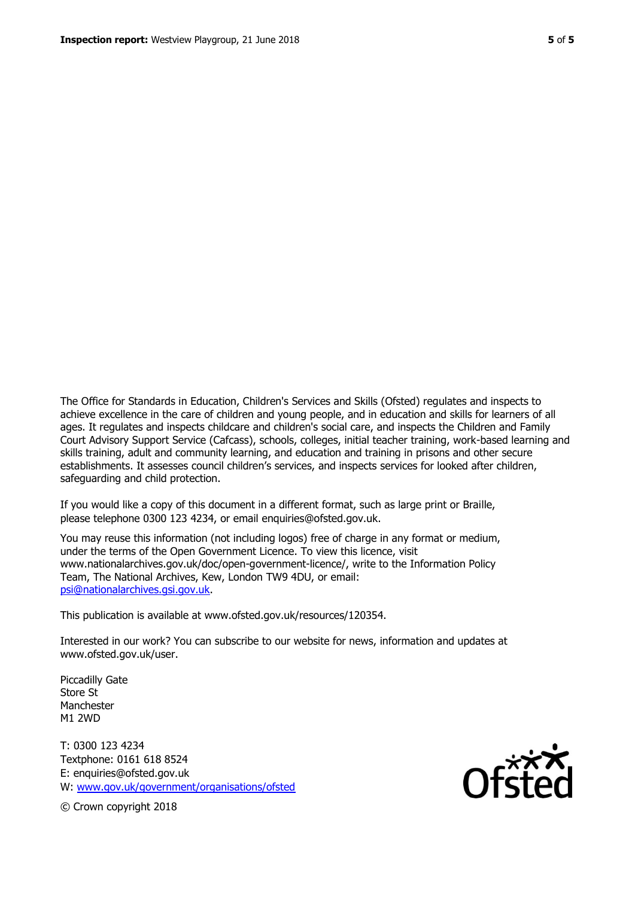The Office for Standards in Education, Children's Services and Skills (Ofsted) regulates and inspects to achieve excellence in the care of children and young people, and in education and skills for learners of all ages. It regulates and inspects childcare and children's social care, and inspects the Children and Family Court Advisory Support Service (Cafcass), schools, colleges, initial teacher training, work-based learning and skills training, adult and community learning, and education and training in prisons and other secure establishments. It assesses council children's services, and inspects services for looked after children, safeguarding and child protection.

If you would like a copy of this document in a different format, such as large print or Braille, please telephone 0300 123 4234, or email enquiries@ofsted.gov.uk.

You may reuse this information (not including logos) free of charge in any format or medium, under the terms of the Open Government Licence. To view this licence, visit www.nationalarchives.gov.uk/doc/open-government-licence/, write to the Information Policy Team, The National Archives, Kew, London TW9 4DU, or email: psi@nationalarchives.gsi.gov.uk.

This publication is available at www.ofsted.gov.uk/resources/120354.

Interested in our work? You can subscribe to our website for news, information and updates at www.ofsted.gov.uk/user.

Piccadilly Gate
Store St
Manchester
M1 2WD

T: 0300 123 4234
Textphone: 0161 618 8524
E: enquiries@ofsted.gov.uk
W: www.gov.uk/government/organisations/ofsted

© Crown copyright 2018